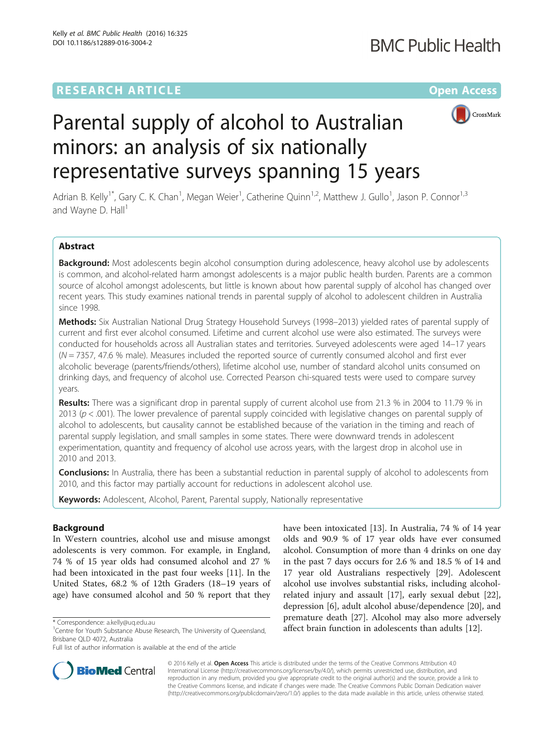RESEARCH ARTICLE Open Access

# Parental supply of alcohol to Australian minors: an analysis of six nationally representative surveys spanning 15 years

Adrian B. Kelly[1*], Gary C. K. Chan[1], Megan Weier[1], Catherine Quinn[1,2], Matthew J. Gullo[1], Jason P. Connor[1,3] and Wayne D. Hall[1]

## Abstract

**Background:** Most adolescents begin alcohol consumption during adolescence, heavy alcohol use by adolescents is common, and alcohol-related harm amongst adolescents is a major public health burden. Parents are a common source of alcohol amongst adolescents, but little is known about how parental supply of alcohol has changed over recent years. This study examines national trends in parental supply of alcohol to adolescent children in Australia since 1998.

**Methods:** Six Australian National Drug Strategy Household Surveys (1998–2013) yielded rates of parental supply of current and first ever alcohol consumed. Lifetime and current alcohol use were also estimated. The surveys were conducted for households across all Australian states and territories. Surveyed adolescents were aged 14–17 years ($N = 7357$, 47.6 % male). Measures included the reported source of currently consumed alcohol and first ever alcoholic beverage (parents/friends/others), lifetime alcohol use, number of standard alcohol units consumed on drinking days, and frequency of alcohol use. Corrected Pearson chi-squared tests were used to compare survey years.

**Results:** There was a significant drop in parental supply of current alcohol use from 21.3 % in 2004 to 11.79 % in 2013 ($p < .001$). The lower prevalence of parental supply coincided with legislative changes on parental supply of alcohol to adolescents, but causality cannot be established because of the variation in the timing and reach of parental supply legislation, and small samples in some states. There were downward trends in adolescent experimentation, quantity and frequency of alcohol use across years, with the largest drop in alcohol use in 2010 and 2013.

**Conclusions:** In Australia, there has been a substantial reduction in parental supply of alcohol to adolescents from 2010, and this factor may partially account for reductions in adolescent alcohol use.

**Keywords:** Adolescent, Alcohol, Parent, Parental supply, Nationally representative

## Background

In Western countries, alcohol use and misuse amongst adolescents is very common. For example, in England, 74 % of 15 year olds had consumed alcohol and 27 % had been intoxicated in the past four weeks [11]. In the United States, 68.2 % of 12th Graders (18–19 years of age) have consumed alcohol and 50 % report that they have been intoxicated [13]. In Australia, 74 % of 14 year olds and 90.9 % of 17 year olds have ever consumed alcohol. Consumption of more than 4 drinks on one day in the past 7 days occurs for 2.6 % and 18.5 % of 14 and 17 year old Australians respectively [29]. Adolescent alcohol use involves substantial risks, including alcohol-related injury and assault [17], early sexual debut [22], depression [6], adult alcohol abuse/dependence [20], and premature death [27]. Alcohol may also more adversely affect brain function in adolescents than adults [12].

* Correspondence: a.kelly@uq.edu.au
[1]Centre for Youth Substance Abuse Research, The University of Queensland, Brisbane QLD 4072, Australia
Full list of author information is available at the end of the article

© 2016 Kelly et al. **Open Access** This article is distributed under the terms of the Creative Commons Attribution 4.0 International License (http://creativecommons.org/licenses/by/4.0/), which permits unrestricted use, distribution, and reproduction in any medium, provided you give appropriate credit to the original author(s) and the source, provide a link to the Creative Commons license, and indicate if changes were made. The Creative Commons Public Domain Dedication waiver (http://creativecommons.org/publicdomain/zero/1.0/) applies to the data made available in this article, unless otherwise stated.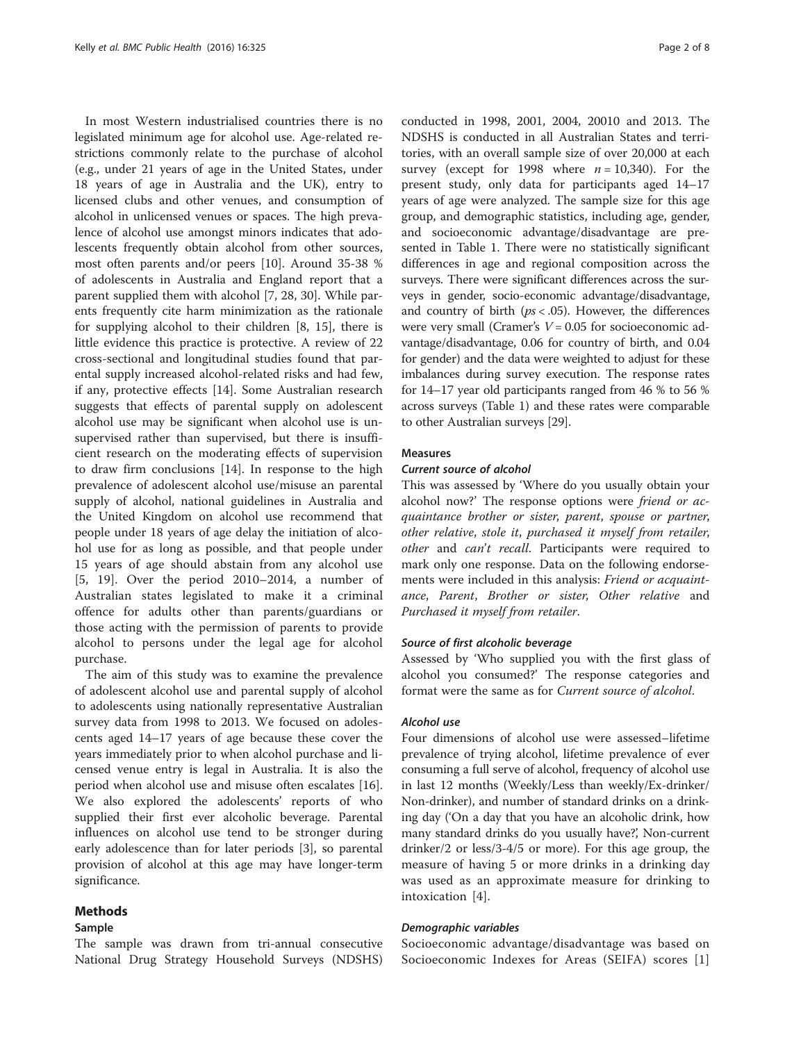In most Western industrialised countries there is no legislated minimum age for alcohol use. Age-related restrictions commonly relate to the purchase of alcohol (e.g., under 21 years of age in the United States, under 18 years of age in Australia and the UK), entry to licensed clubs and other venues, and consumption of alcohol in unlicensed venues or spaces. The high prevalence of alcohol use amongst minors indicates that adolescents frequently obtain alcohol from other sources, most often parents and/or peers [10]. Around 35-38 % of adolescents in Australia and England report that a parent supplied them with alcohol [7, 28, 30]. While parents frequently cite harm minimization as the rationale for supplying alcohol to their children [8, 15], there is little evidence this practice is protective. A review of 22 cross-sectional and longitudinal studies found that parental supply increased alcohol-related risks and had few, if any, protective effects [14]. Some Australian research suggests that effects of parental supply on adolescent alcohol use may be significant when alcohol use is unsupervised rather than supervised, but there is insufficient research on the moderating effects of supervision to draw firm conclusions [14]. In response to the high prevalence of adolescent alcohol use/misuse an parental supply of alcohol, national guidelines in Australia and the United Kingdom on alcohol use recommend that people under 18 years of age delay the initiation of alcohol use for as long as possible, and that people under 15 years of age should abstain from any alcohol use [5, 19]. Over the period 2010–2014, a number of Australian states legislated to make it a criminal offence for adults other than parents/guardians or those acting with the permission of parents to provide alcohol to persons under the legal age for alcohol purchase.

The aim of this study was to examine the prevalence of adolescent alcohol use and parental supply of alcohol to adolescents using nationally representative Australian survey data from 1998 to 2013. We focused on adolescents aged 14–17 years of age because these cover the years immediately prior to when alcohol purchase and licensed venue entry is legal in Australia. It is also the period when alcohol use and misuse often escalates [16]. We also explored the adolescents' reports of who supplied their first ever alcoholic beverage. Parental influences on alcohol use tend to be stronger during early adolescence than for later periods [3], so parental provision of alcohol at this age may have longer-term significance.

## Methods

### Sample

The sample was drawn from tri-annual consecutive National Drug Strategy Household Surveys (NDSHS) conducted in 1998, 2001, 2004, 20010 and 2013. The NDSHS is conducted in all Australian States and territories, with an overall sample size of over 20,000 at each survey (except for 1998 where $n = 10{,}340$). For the present study, only data for participants aged 14–17 years of age were analyzed. The sample size for this age group, and demographic statistics, including age, gender, and socioeconomic advantage/disadvantage are presented in Table 1. There were no statistically significant differences in age and regional composition across the surveys. There were significant differences across the surveys in gender, socio-economic advantage/disadvantage, and country of birth ($ps < .05$). However, the differences were very small (Cramer's $V = 0.05$ for socioeconomic advantage/disadvantage, 0.06 for country of birth, and 0.04 for gender) and the data were weighted to adjust for these imbalances during survey execution. The response rates for 14–17 year old participants ranged from 46 % to 56 % across surveys (Table 1) and these rates were comparable to other Australian surveys [29].

### Measures

#### Current source of alcohol

This was assessed by 'Where do you usually obtain your alcohol now?' The response options were *friend or acquaintance brother or sister*, *parent*, *spouse or partner*, *other relative*, *stole it*, *purchased it myself from retailer*, *other* and *can't recall*. Participants were required to mark only one response. Data on the following endorsements were included in this analysis: *Friend or acquaintance*, *Parent*, *Brother or sister*, *Other relative* and *Purchased it myself from retailer*.

#### Source of first alcoholic beverage

Assessed by 'Who supplied you with the first glass of alcohol you consumed?' The response categories and format were the same as for *Current source of alcohol*.

#### Alcohol use

Four dimensions of alcohol use were assessed–lifetime prevalence of trying alcohol, lifetime prevalence of ever consuming a full serve of alcohol, frequency of alcohol use in last 12 months (Weekly/Less than weekly/Ex-drinker/Non-drinker), and number of standard drinks on a drinking day ('On a day that you have an alcoholic drink, how many standard drinks do you usually have?', Non-current drinker/2 or less/3-4/5 or more). For this age group, the measure of having 5 or more drinks in a drinking day was used as an approximate measure for drinking to intoxication [4].

#### Demographic variables

Socioeconomic advantage/disadvantage was based on Socioeconomic Indexes for Areas (SEIFA) scores [1]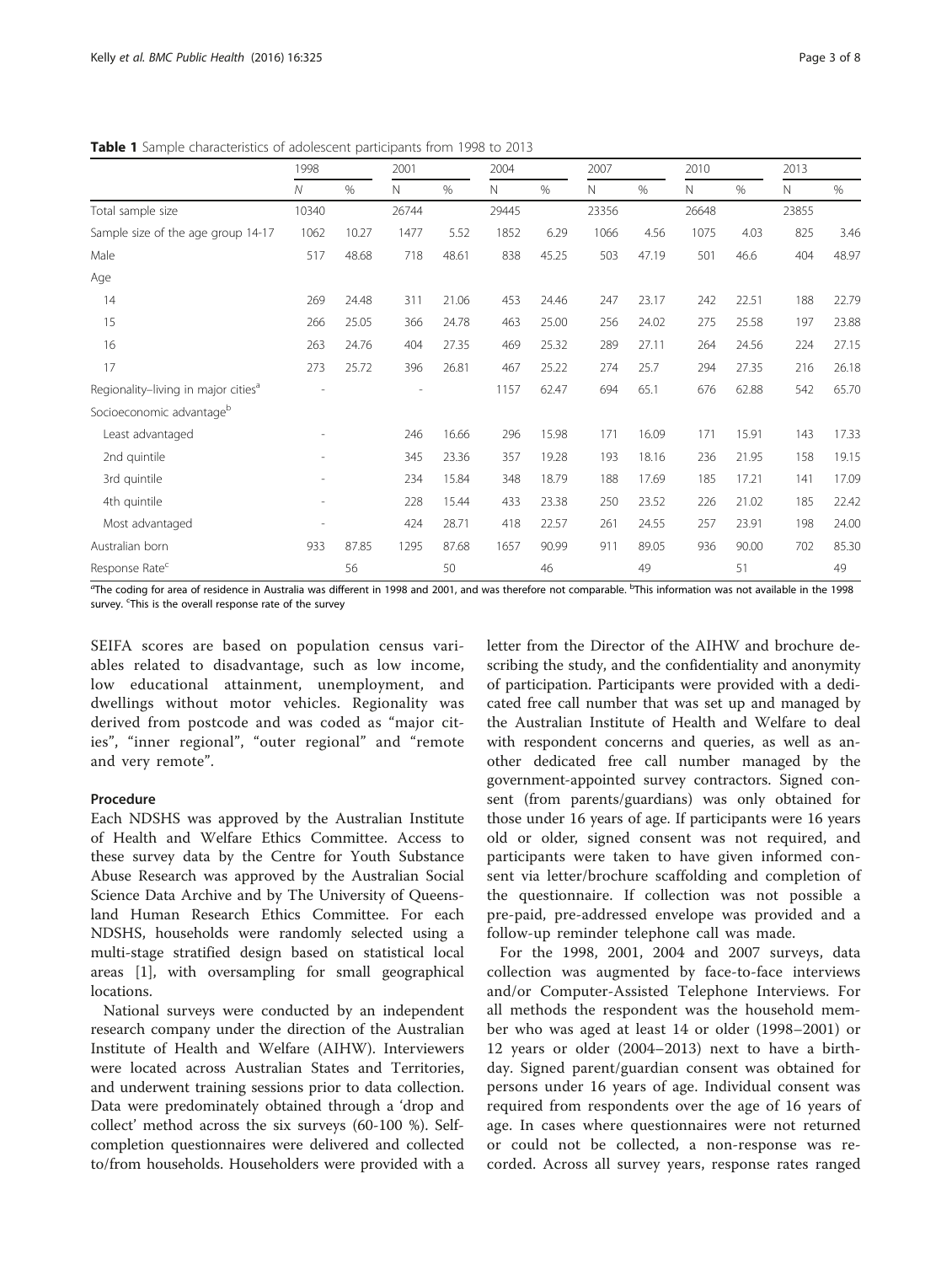**Table 1** Sample characteristics of adolescent participants from 1998 to 2013

| | 1998 | | 2001 | | 2004 | | 2007 | | 2010 | | 2013 | |
|---|---|---|---|---|---|---|---|---|---|---|---|---|
| | *N* | % | N | % | N | % | N | % | N | % | N | % |
| Total sample size | 10340 | | 26744 | | 29445 | | 23356 | | 26648 | | 23855 | |
| Sample size of the age group 14-17 | 1062 | 10.27 | 1477 | 5.52 | 1852 | 6.29 | 1066 | 4.56 | 1075 | 4.03 | 825 | 3.46 |
| Male | 517 | 48.68 | 718 | 48.61 | 838 | 45.25 | 503 | 47.19 | 501 | 46.6 | 404 | 48.97 |
| Age | | | | | | | | | | | | |
| 14 | 269 | 24.48 | 311 | 21.06 | 453 | 24.46 | 247 | 23.17 | 242 | 22.51 | 188 | 22.79 |
| 15 | 266 | 25.05 | 366 | 24.78 | 463 | 25.00 | 256 | 24.02 | 275 | 25.58 | 197 | 23.88 |
| 16 | 263 | 24.76 | 404 | 27.35 | 469 | 25.32 | 289 | 27.11 | 264 | 24.56 | 224 | 27.15 |
| 17 | 273 | 25.72 | 396 | 26.81 | 467 | 25.22 | 274 | 25.7 | 294 | 27.35 | 216 | 26.18 |
| Regionality–living in major cities[a] | - | | - | | 1157 | 62.47 | 694 | 65.1 | 676 | 62.88 | 542 | 65.70 |
| Socioeconomic advantage[b] | | | | | | | | | | | | |
| Least advantaged | - | | 246 | 16.66 | 296 | 15.98 | 171 | 16.09 | 171 | 15.91 | 143 | 17.33 |
| 2nd quintile | - | | 345 | 23.36 | 357 | 19.28 | 193 | 18.16 | 236 | 21.95 | 158 | 19.15 |
| 3rd quintile | - | | 234 | 15.84 | 348 | 18.79 | 188 | 17.69 | 185 | 17.21 | 141 | 17.09 |
| 4th quintile | - | | 228 | 15.44 | 433 | 23.38 | 250 | 23.52 | 226 | 21.02 | 185 | 22.42 |
| Most advantaged | - | | 424 | 28.71 | 418 | 22.57 | 261 | 24.55 | 257 | 23.91 | 198 | 24.00 |
| Australian born | 933 | 87.85 | 1295 | 87.68 | 1657 | 90.99 | 911 | 89.05 | 936 | 90.00 | 702 | 85.30 |
| Response Rate[c] | | 56 | | 50 | | 46 | | 49 | | 51 | | 49 |

[a]The coding for area of residence in Australia was different in 1998 and 2001, and was therefore not comparable. [b]This information was not available in the 1998 survey. [c]This is the overall response rate of the survey

SEIFA scores are based on population census variables related to disadvantage, such as low income, low educational attainment, unemployment, and dwellings without motor vehicles. Regionality was derived from postcode and was coded as "major cities", "inner regional", "outer regional" and "remote and very remote".

### Procedure

Each NDSHS was approved by the Australian Institute of Health and Welfare Ethics Committee. Access to these survey data by the Centre for Youth Substance Abuse Research was approved by the Australian Social Science Data Archive and by The University of Queensland Human Research Ethics Committee. For each NDSHS, households were randomly selected using a multi-stage stratified design based on statistical local areas [1], with oversampling for small geographical locations.

National surveys were conducted by an independent research company under the direction of the Australian Institute of Health and Welfare (AIHW). Interviewers were located across Australian States and Territories, and underwent training sessions prior to data collection. Data were predominately obtained through a 'drop and collect' method across the six surveys (60-100 %). Self-completion questionnaires were delivered and collected to/from households. Householders were provided with a letter from the Director of the AIHW and brochure describing the study, and the confidentiality and anonymity of participation. Participants were provided with a dedicated free call number that was set up and managed by the Australian Institute of Health and Welfare to deal with respondent concerns and queries, as well as another dedicated free call number managed by the government-appointed survey contractors. Signed consent (from parents/guardians) was only obtained for those under 16 years of age. If participants were 16 years old or older, signed consent was not required, and participants were taken to have given informed consent via letter/brochure scaffolding and completion of the questionnaire. If collection was not possible a pre-paid, pre-addressed envelope was provided and a follow-up reminder telephone call was made.

For the 1998, 2001, 2004 and 2007 surveys, data collection was augmented by face-to-face interviews and/or Computer-Assisted Telephone Interviews. For all methods the respondent was the household member who was aged at least 14 or older (1998–2001) or 12 years or older (2004–2013) next to have a birthday. Signed parent/guardian consent was obtained for persons under 16 years of age. Individual consent was required from respondents over the age of 16 years of age. In cases where questionnaires were not returned or could not be collected, a non-response was recorded. Across all survey years, response rates ranged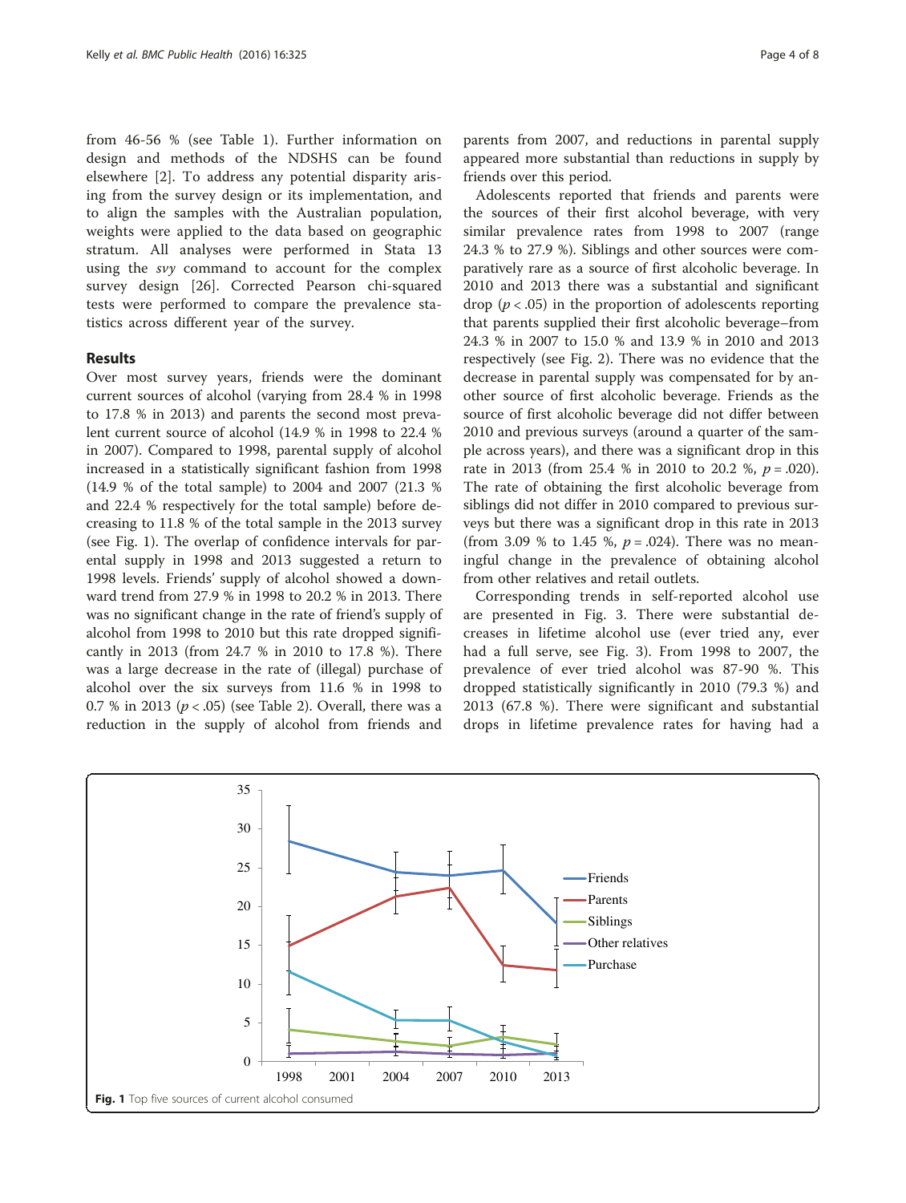from 46-56 % (see Table 1). Further information on design and methods of the NDSHS can be found elsewhere [2]. To address any potential disparity arising from the survey design or its implementation, and to align the samples with the Australian population, weights were applied to the data based on geographic stratum. All analyses were performed in Stata 13 using the *svy* command to account for the complex survey design [26]. Corrected Pearson chi-squared tests were performed to compare the prevalence statistics across different year of the survey.

## Results

Over most survey years, friends were the dominant current sources of alcohol (varying from 28.4 % in 1998 to 17.8 % in 2013) and parents the second most prevalent current source of alcohol (14.9 % in 1998 to 22.4 % in 2007). Compared to 1998, parental supply of alcohol increased in a statistically significant fashion from 1998 (14.9 % of the total sample) to 2004 and 2007 (21.3 % and 22.4 % respectively for the total sample) before decreasing to 11.8 % of the total sample in the 2013 survey (see Fig. 1). The overlap of confidence intervals for parental supply in 1998 and 2013 suggested a return to 1998 levels. Friends' supply of alcohol showed a downward trend from 27.9 % in 1998 to 20.2 % in 2013. There was no significant change in the rate of friend's supply of alcohol from 1998 to 2010 but this rate dropped significantly in 2013 (from 24.7 % in 2010 to 17.8 %). There was a large decrease in the rate of (illegal) purchase of alcohol over the six surveys from 11.6 % in 1998 to 0.7 % in 2013 ($p < .05$) (see Table 2). Overall, there was a reduction in the supply of alcohol from friends and parents from 2007, and reductions in parental supply appeared more substantial than reductions in supply by friends over this period.

Adolescents reported that friends and parents were the sources of their first alcohol beverage, with very similar prevalence rates from 1998 to 2007 (range 24.3 % to 27.9 %). Siblings and other sources were comparatively rare as a source of first alcoholic beverage. In 2010 and 2013 there was a substantial and significant drop ($p < .05$) in the proportion of adolescents reporting that parents supplied their first alcoholic beverage–from 24.3 % in 2007 to 15.0 % and 13.9 % in 2010 and 2013 respectively (see Fig. 2). There was no evidence that the decrease in parental supply was compensated for by another source of first alcoholic beverage. Friends as the source of first alcoholic beverage did not differ between 2010 and previous surveys (around a quarter of the sample across years), and there was a significant drop in this rate in 2013 (from 25.4 % in 2010 to 20.2 %, $p = .020$). The rate of obtaining the first alcoholic beverage from siblings did not differ in 2010 compared to previous surveys but there was a significant drop in this rate in 2013 (from 3.09 % to 1.45 %, $p = .024$). There was no meaningful change in the prevalence of obtaining alcohol from other relatives and retail outlets.

Corresponding trends in self-reported alcohol use are presented in Fig. 3. There were substantial decreases in lifetime alcohol use (ever tried any, ever had a full serve, see Fig. 3). From 1998 to 2007, the prevalence of ever tried alcohol was 87-90 %. This dropped statistically significantly in 2010 (79.3 %) and 2013 (67.8 %). There were significant and substantial drops in lifetime prevalence rates for having had a

**Fig. 1** Top five sources of current alcohol consumed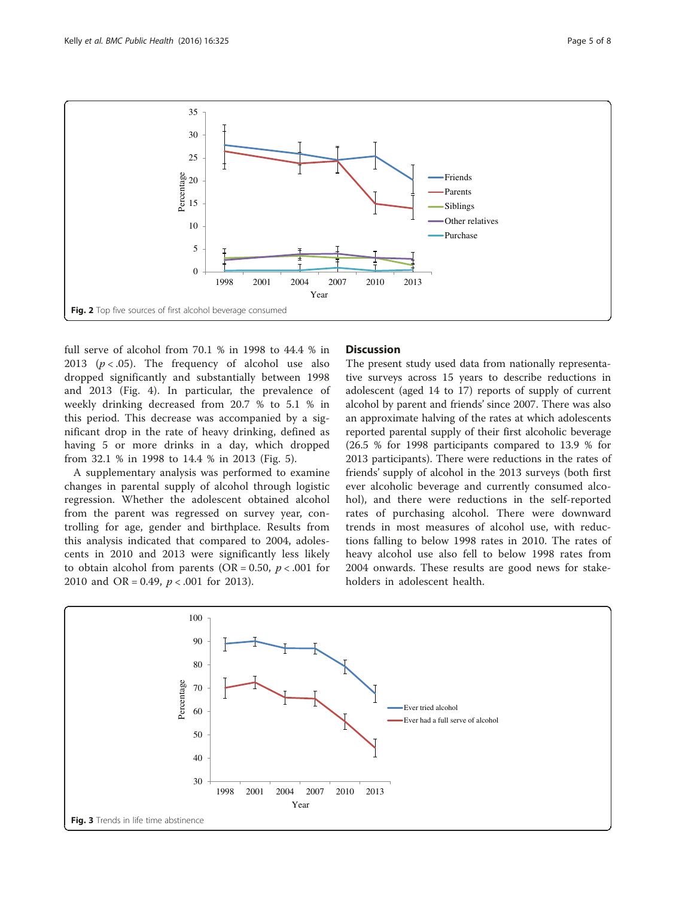Fig. 2 Top five sources of first alcohol beverage consumed

full serve of alcohol from 70.1 % in 1998 to 44.4 % in 2013 ($p < .05$). The frequency of alcohol use also dropped significantly and substantially between 1998 and 2013 (Fig. 4). In particular, the prevalence of weekly drinking decreased from 20.7 % to 5.1 % in this period. This decrease was accompanied by a significant drop in the rate of heavy drinking, defined as having 5 or more drinks in a day, which dropped from 32.1 % in 1998 to 14.4 % in 2013 (Fig. 5).

A supplementary analysis was performed to examine changes in parental supply of alcohol through logistic regression. Whether the adolescent obtained alcohol from the parent was regressed on survey year, controlling for age, gender and birthplace. Results from this analysis indicated that compared to 2004, adolescents in 2010 and 2013 were significantly less likely to obtain alcohol from parents (OR = 0.50, $p < .001$ for 2010 and OR = 0.49, $p < .001$ for 2013).

## Discussion

The present study used data from nationally representative surveys across 15 years to describe reductions in adolescent (aged 14 to 17) reports of supply of current alcohol by parent and friends' since 2007. There was also an approximate halving of the rates at which adolescents reported parental supply of their first alcoholic beverage (26.5 % for 1998 participants compared to 13.9 % for 2013 participants). There were reductions in the rates of friends' supply of alcohol in the 2013 surveys (both first ever alcoholic beverage and currently consumed alcohol), and there were reductions in the self-reported rates of purchasing alcohol. There were downward trends in most measures of alcohol use, with reductions falling to below 1998 rates in 2010. The rates of heavy alcohol use also fell to below 1998 rates from 2004 onwards. These results are good news for stakeholders in adolescent health.

Fig. 3 Trends in life time abstinence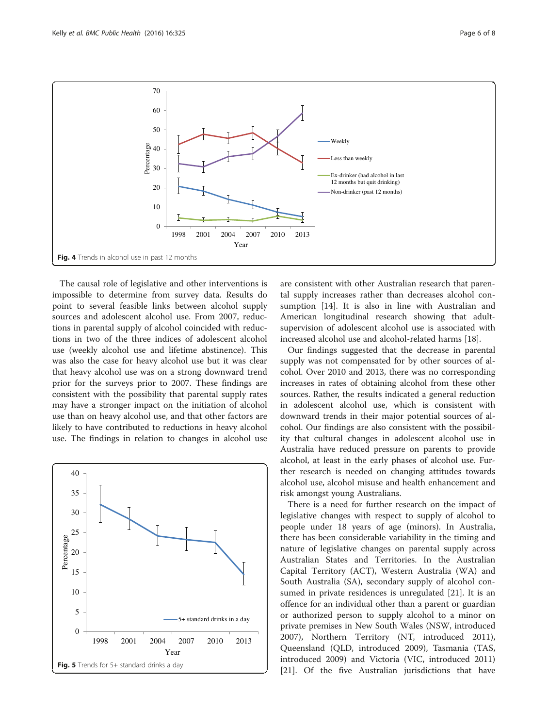Fig. 4 Trends in alcohol use in past 12 months

The causal role of legislative and other interventions is impossible to determine from survey data. Results do point to several feasible links between alcohol supply sources and adolescent alcohol use. From 2007, reductions in parental supply of alcohol coincided with reductions in two of the three indices of adolescent alcohol use (weekly alcohol use and lifetime abstinence). This was also the case for heavy alcohol use but it was clear that heavy alcohol use was on a strong downward trend prior for the surveys prior to 2007. These findings are consistent with the possibility that parental supply rates may have a stronger impact on the initiation of alcohol use than on heavy alcohol use, and that other factors are likely to have contributed to reductions in heavy alcohol use. The findings in relation to changes in alcohol use are consistent with other Australian research that parental supply increases rather than decreases alcohol consumption [14]. It is also in line with Australian and American longitudinal research showing that adult-supervision of adolescent alcohol use is associated with increased alcohol use and alcohol-related harms [18].

Fig. 5 Trends for 5+ standard drinks a day

Our findings suggested that the decrease in parental supply was not compensated for by other sources of alcohol. Over 2010 and 2013, there was no corresponding increases in rates of obtaining alcohol from these other sources. Rather, the results indicated a general reduction in adolescent alcohol use, which is consistent with downward trends in their major potential sources of alcohol. Our findings are also consistent with the possibility that cultural changes in adolescent alcohol use in Australia have reduced pressure on parents to provide alcohol, at least in the early phases of alcohol use. Further research is needed on changing attitudes towards alcohol use, alcohol misuse and health enhancement and risk amongst young Australians.

There is a need for further research on the impact of legislative changes with respect to supply of alcohol to people under 18 years of age (minors). In Australia, there has been considerable variability in the timing and nature of legislative changes on parental supply across Australian States and Territories. In the Australian Capital Territory (ACT), Western Australia (WA) and South Australia (SA), secondary supply of alcohol consumed in private residences is unregulated [21]. It is an offence for an individual other than a parent or guardian or authorized person to supply alcohol to a minor on private premises in New South Wales (NSW, introduced 2007), Northern Territory (NT, introduced 2011), Queensland (QLD, introduced 2009), Tasmania (TAS, introduced 2009) and Victoria (VIC, introduced 2011) [21]. Of the five Australian jurisdictions that have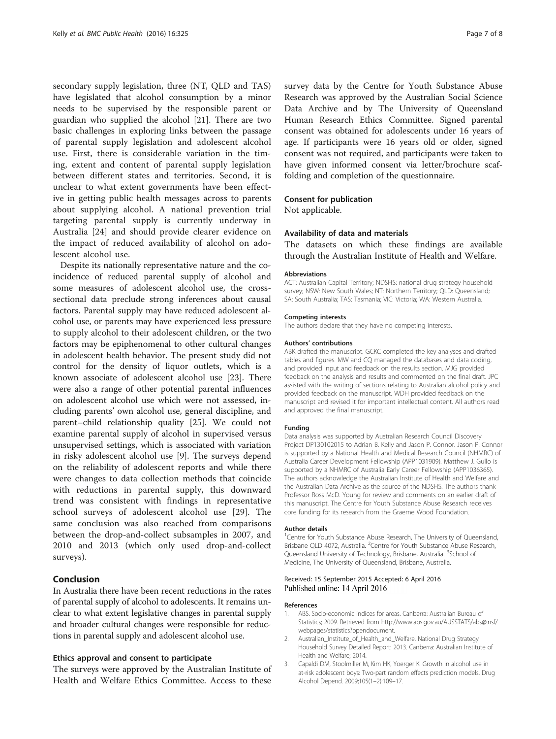secondary supply legislation, three (NT, QLD and TAS) have legislated that alcohol consumption by a minor needs to be supervised by the responsible parent or guardian who supplied the alcohol [21]. There are two basic challenges in exploring links between the passage of parental supply legislation and adolescent alcohol use. First, there is considerable variation in the timing, extent and content of parental supply legislation between different states and territories. Second, it is unclear to what extent governments have been effective in getting public health messages across to parents about supplying alcohol. A national prevention trial targeting parental supply is currently underway in Australia [24] and should provide clearer evidence on the impact of reduced availability of alcohol on adolescent alcohol use.

Despite its nationally representative nature and the coincidence of reduced parental supply of alcohol and some measures of adolescent alcohol use, the cross-sectional data preclude strong inferences about causal factors. Parental supply may have reduced adolescent alcohol use, or parents may have experienced less pressure to supply alcohol to their adolescent children, or the two factors may be epiphenomenal to other cultural changes in adolescent health behavior. The present study did not control for the density of liquor outlets, which is a known associate of adolescent alcohol use [23]. There were also a range of other potential parental influences on adolescent alcohol use which were not assessed, including parents' own alcohol use, general discipline, and parent–child relationship quality [25]. We could not examine parental supply of alcohol in supervised versus unsupervised settings, which is associated with variation in risky adolescent alcohol use [9]. The surveys depend on the reliability of adolescent reports and while there were changes to data collection methods that coincide with reductions in parental supply, this downward trend was consistent with findings in representative school surveys of adolescent alcohol use [29]. The same conclusion was also reached from comparisons between the drop-and-collect subsamples in 2007, and 2010 and 2013 (which only used drop-and-collect surveys).

## Conclusion

In Australia there have been recent reductions in the rates of parental supply of alcohol to adolescents. It remains unclear to what extent legislative changes in parental supply and broader cultural changes were responsible for reductions in parental supply and adolescent alcohol use.

### Ethics approval and consent to participate

The surveys were approved by the Australian Institute of Health and Welfare Ethics Committee. Access to these survey data by the Centre for Youth Substance Abuse Research was approved by the Australian Social Science Data Archive and by The University of Queensland Human Research Ethics Committee. Signed parental consent was obtained for adolescents under 16 years of age. If participants were 16 years old or older, signed consent was not required, and participants were taken to have given informed consent via letter/brochure scaffolding and completion of the questionnaire.

### Consent for publication

Not applicable.

### Availability of data and materials

The datasets on which these findings are available through the Australian Institute of Health and Welfare.

#### Abbreviations

ACT: Australian Capital Territory; NDSHS: national drug strategy household survey; NSW: New South Wales; NT: Northern Territory; QLD: Queensland; SA: South Australia; TAS: Tasmania; VIC: Victoria; WA: Western Australia.

#### Competing interests

The authors declare that they have no competing interests.

#### Authors' contributions

ABK drafted the manuscript. GCKC completed the key analyses and drafted tables and figures. MW and CQ managed the databases and data coding, and provided input and feedback on the results section. MJG provided feedback on the analysis and results and commented on the final draft. JPC assisted with the writing of sections relating to Australian alcohol policy and provided feedback on the manuscript. WDH provided feedback on the manuscript and revised it for important intellectual content. All authors read and approved the final manuscript.

#### Funding

Data analysis was supported by Australian Research Council Discovery Project DP130102015 to Adrian B. Kelly and Jason P. Connor. Jason P. Connor is supported by a National Health and Medical Research Council (NHMRC) of Australia Career Development Fellowship (APP1031909). Matthew J. Gullo is supported by a NHMRC of Australia Early Career Fellowship (APP1036365). The authors acknowledge the Australian Institute of Health and Welfare and the Australian Data Archive as the source of the NDSHS. The authors thank Professor Ross McD. Young for review and comments on an earlier draft of this manuscript. The Centre for Youth Substance Abuse Research receives core funding for its research from the Graeme Wood Foundation.

#### Author details

[1]Centre for Youth Substance Abuse Research, The University of Queensland, Brisbane QLD 4072, Australia. [2]Centre for Youth Substance Abuse Research, Queensland University of Technology, Brisbane, Australia. [3]School of Medicine, The University of Queensland, Brisbane, Australia.

Received: 15 September 2015 Accepted: 6 April 2016
Published online: 14 April 2016

#### References

1. ABS. Socio-economic indices for areas. Canberra: Australian Bureau of Statistics; 2009. Retrieved from http://www.abs.gov.au/AUSSTATS/abs@.nsf/webpages/statistics?opendocument.
2. Australian_Institute_of_Health_and_Welfare. National Drug Strategy Household Survey Detailed Report: 2013. Canberra: Australian Institute of Health and Welfare; 2014.
3. Capaldi DM, Stoolmiller M, Kim HK, Yoerger K. Growth in alcohol use in at-risk adolescent boys: Two-part random effects prediction models. Drug Alcohol Depend. 2009;105(1–2):109–17.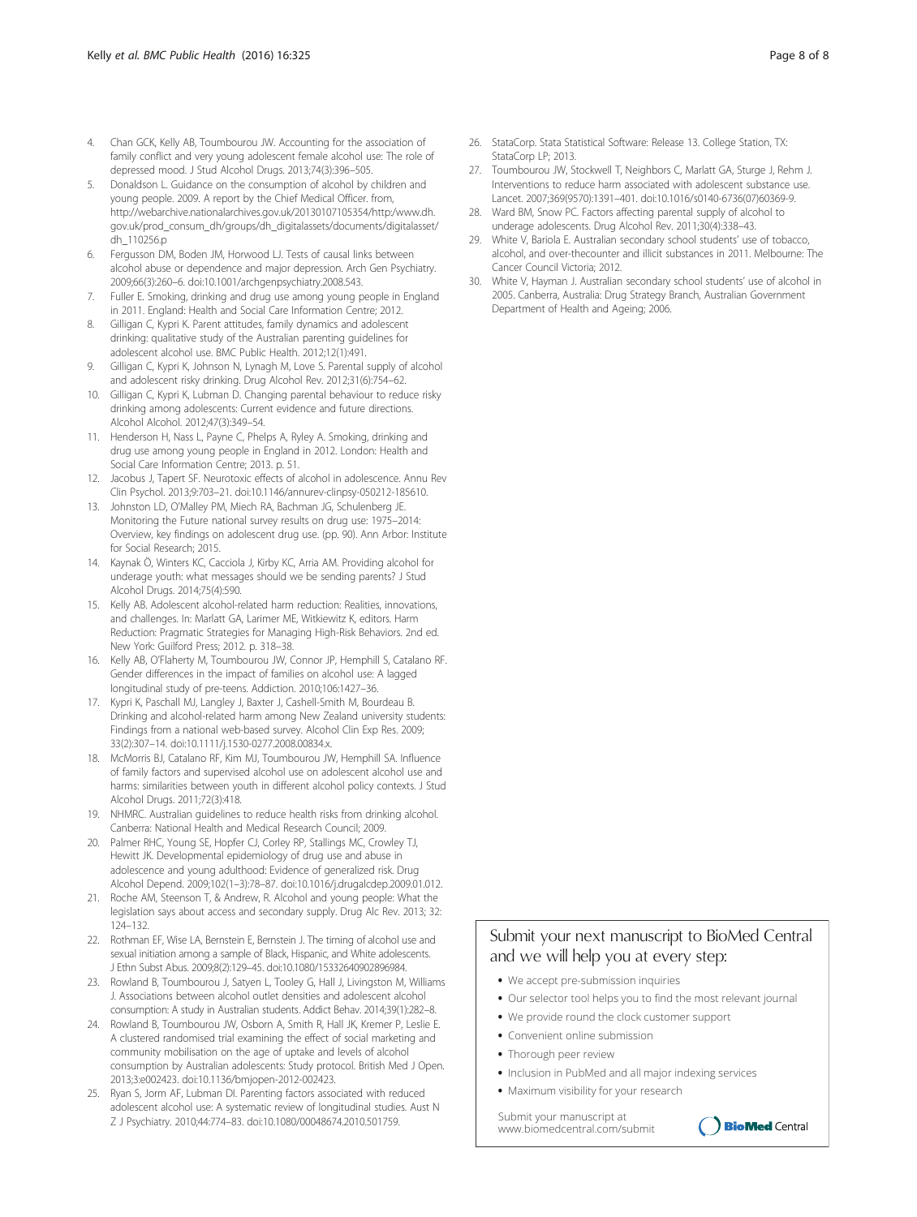4. Chan GCK, Kelly AB, Toumbourou JW. Accounting for the association of family conflict and very young adolescent female alcohol use: The role of depressed mood. J Stud Alcohol Drugs. 2013;74(3):396–505.
5. Donaldson L. Guidance on the consumption of alcohol by children and young people. 2009. A report by the Chief Medical Officer. from, http://webarchive.nationalarchives.gov.uk/20130107105354/http:/www.dh.gov.uk/prod_consum_dh/groups/dh_digitalassets/documents/digitalasset/dh_110256.p
6. Fergusson DM, Boden JM, Horwood LJ. Tests of causal links between alcohol abuse or dependence and major depression. Arch Gen Psychiatry. 2009;66(3):260–6. doi:10.1001/archgenpsychiatry.2008.543.
7. Fuller E. Smoking, drinking and drug use among young people in England in 2011. England: Health and Social Care Information Centre; 2012.
8. Gilligan C, Kypri K. Parent attitudes, family dynamics and adolescent drinking: qualitative study of the Australian parenting guidelines for adolescent alcohol use. BMC Public Health. 2012;12(1):491.
9. Gilligan C, Kypri K, Johnson N, Lynagh M, Love S. Parental supply of alcohol and adolescent risky drinking. Drug Alcohol Rev. 2012;31(6):754–62.
10. Gilligan C, Kypri K, Lubman D. Changing parental behaviour to reduce risky drinking among adolescents: Current evidence and future directions. Alcohol Alcohol. 2012;47(3):349–54.
11. Henderson H, Nass L, Payne C, Phelps A, Ryley A. Smoking, drinking and drug use among young people in England in 2012. London: Health and Social Care Information Centre; 2013. p. 51.
12. Jacobus J, Tapert SF. Neurotoxic effects of alcohol in adolescence. Annu Rev Clin Psychol. 2013;9:703–21. doi:10.1146/annurev-clinpsy-050212-185610.
13. Johnston LD, O'Malley PM, Miech RA, Bachman JG, Schulenberg JE. Monitoring the Future national survey results on drug use: 1975–2014: Overview, key findings on adolescent drug use. (pp. 90). Ann Arbor: Institute for Social Research; 2015.
14. Kaynak Ö, Winters KC, Cacciola J, Kirby KC, Arria AM. Providing alcohol for underage youth: what messages should we be sending parents? J Stud Alcohol Drugs. 2014;75(4):590.
15. Kelly AB. Adolescent alcohol-related harm reduction: Realities, innovations, and challenges. In: Marlatt GA, Larimer ME, Witkiewitz K, editors. Harm Reduction: Pragmatic Strategies for Managing High-Risk Behaviors. 2nd ed. New York: Guilford Press; 2012. p. 318–38.
16. Kelly AB, O'Flaherty M, Toumbourou JW, Connor JP, Hemphill S, Catalano RF. Gender differences in the impact of families on alcohol use: A lagged longitudinal study of pre-teens. Addiction. 2010;106:1427–36.
17. Kypri K, Paschall MJ, Langley J, Baxter J, Cashell-Smith M, Bourdeau B. Drinking and alcohol-related harm among New Zealand university students: Findings from a national web-based survey. Alcohol Clin Exp Res. 2009; 33(2):307–14. doi:10.1111/j.1530-0277.2008.00834.x.
18. McMorris BJ, Catalano RF, Kim MJ, Toumbourou JW, Hemphill SA. Influence of family factors and supervised alcohol use on adolescent alcohol use and harms: similarities between youth in different alcohol policy contexts. J Stud Alcohol Drugs. 2011;72(3):418.
19. NHMRC. Australian guidelines to reduce health risks from drinking alcohol. Canberra: National Health and Medical Research Council; 2009.
20. Palmer RHC, Young SE, Hopfer CJ, Corley RP, Stallings MC, Crowley TJ, Hewitt JK. Developmental epidemiology of drug use and abuse in adolescence and young adulthood: Evidence of generalized risk. Drug Alcohol Depend. 2009;102(1–3):78–87. doi:10.1016/j.drugalcdep.2009.01.012.
21. Roche AM, Steenson T, & Andrew, R. Alcohol and young people: What the legislation says about access and secondary supply. Drug Alc Rev. 2013; 32: 124–132.
22. Rothman EF, Wise LA, Bernstein E, Bernstein J. The timing of alcohol use and sexual initiation among a sample of Black, Hispanic, and White adolescents. J Ethn Subst Abus. 2009;8(2):129–45. doi:10.1080/15332640902896984.
23. Rowland B, Toumbourou J, Satyen L, Tooley G, Hall J, Livingston M, Williams J. Associations between alcohol outlet densities and adolescent alcohol consumption: A study in Australian students. Addict Behav. 2014;39(1):282–8.
24. Rowland B, Toumbourou JW, Osborn A, Smith R, Hall JK, Kremer P, Leslie E. A clustered randomised trial examining the effect of social marketing and community mobilisation on the age of uptake and levels of alcohol consumption by Australian adolescents: Study protocol. British Med J Open. 2013;3:e002423. doi:10.1136/bmjopen-2012-002423.
25. Ryan S, Jorm AF, Lubman DI. Parenting factors associated with reduced adolescent alcohol use: A systematic review of longitudinal studies. Aust N Z J Psychiatry. 2010;44:774–83. doi:10.1080/00048674.2010.501759.
26. StataCorp. Stata Statistical Software: Release 13. College Station, TX: StataCorp LP; 2013.
27. Toumbourou JW, Stockwell T, Neighbors C, Marlatt GA, Sturge J, Rehm J. Interventions to reduce harm associated with adolescent substance use. Lancet. 2007;369(9570):1391–401. doi:10.1016/s0140-6736(07)60369-9.
28. Ward BM, Snow PC. Factors affecting parental supply of alcohol to underage adolescents. Drug Alcohol Rev. 2011;30(4):338–43.
29. White V, Bariola E. Australian secondary school students' use of tobacco, alcohol, and over-thecounter and illicit substances in 2011. Melbourne: The Cancer Council Victoria; 2012.
30. White V, Hayman J. Australian secondary school students' use of alcohol in 2005. Canberra, Australia: Drug Strategy Branch, Australian Government Department of Health and Ageing; 2006.

Submit your next manuscript to BioMed Central and we will help you at every step:

- We accept pre-submission inquiries
- Our selector tool helps you to find the most relevant journal
- We provide round the clock customer support
- Convenient online submission
- Thorough peer review
- Inclusion in PubMed and all major indexing services
- Maximum visibility for your research

Submit your manuscript at www.biomedcentral.com/submit

BioMed Central